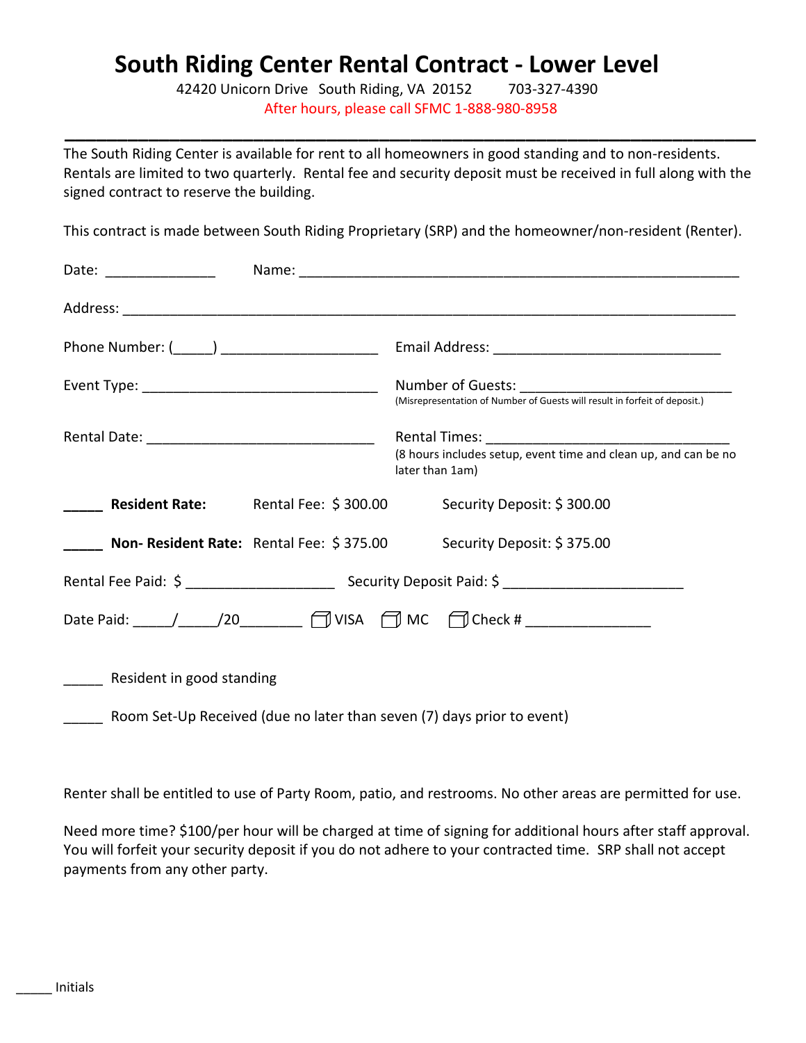# South Riding Center Rental Contract - Lower Level

42420 Unicorn Drive South Riding, VA 20152 703-327-4390

After hours, please call SFMC 1-888-980-8958

---

The South Riding Center is available for rent to all homeowners in good standing and to non-residents. Rentals are limited to two quarterly. Rental fee and security deposit must be received in full along with the signed contract to reserve the building.

This contract is made between South Riding Proprietary (SRP) and the homeowner/non-resident (Renter).

Date: ______________ Name: ________________________________________________________

Address: ______________________________________________________________________________

Phone Number: (_____) ____________________ Email Address: _____________________________

Event Type: _______________________________ Number of Guests: __________________________
(Misrepresentation of Number of Guests will result in forfeit of deposit.)

Rental Date: _____________________________ Rental Times: ________________________________
(8 hours includes setup, event time and clean up, and can be no later than 1am)

_____ **Resident Rate:** Rental Fee: $ 300.00 Security Deposit: $ 300.00

_____ **Non- Resident Rate:** Rental Fee: $ 375.00 Security Deposit: $ 375.00

Rental Fee Paid: $ ___________________ Security Deposit Paid: $ ______________________

Date Paid: _____/_____/20________ ☐ VISA ☐ MC ☐ Check # _______________

_____ Resident in good standing

_____ Room Set-Up Received (due no later than seven (7) days prior to event)

Renter shall be entitled to use of Party Room, patio, and restrooms. No other areas are permitted for use.

Need more time? $100/per hour will be charged at time of signing for additional hours after staff approval. You will forfeit your security deposit if you do not adhere to your contracted time. SRP shall not accept payments from any other party.

_____ Initials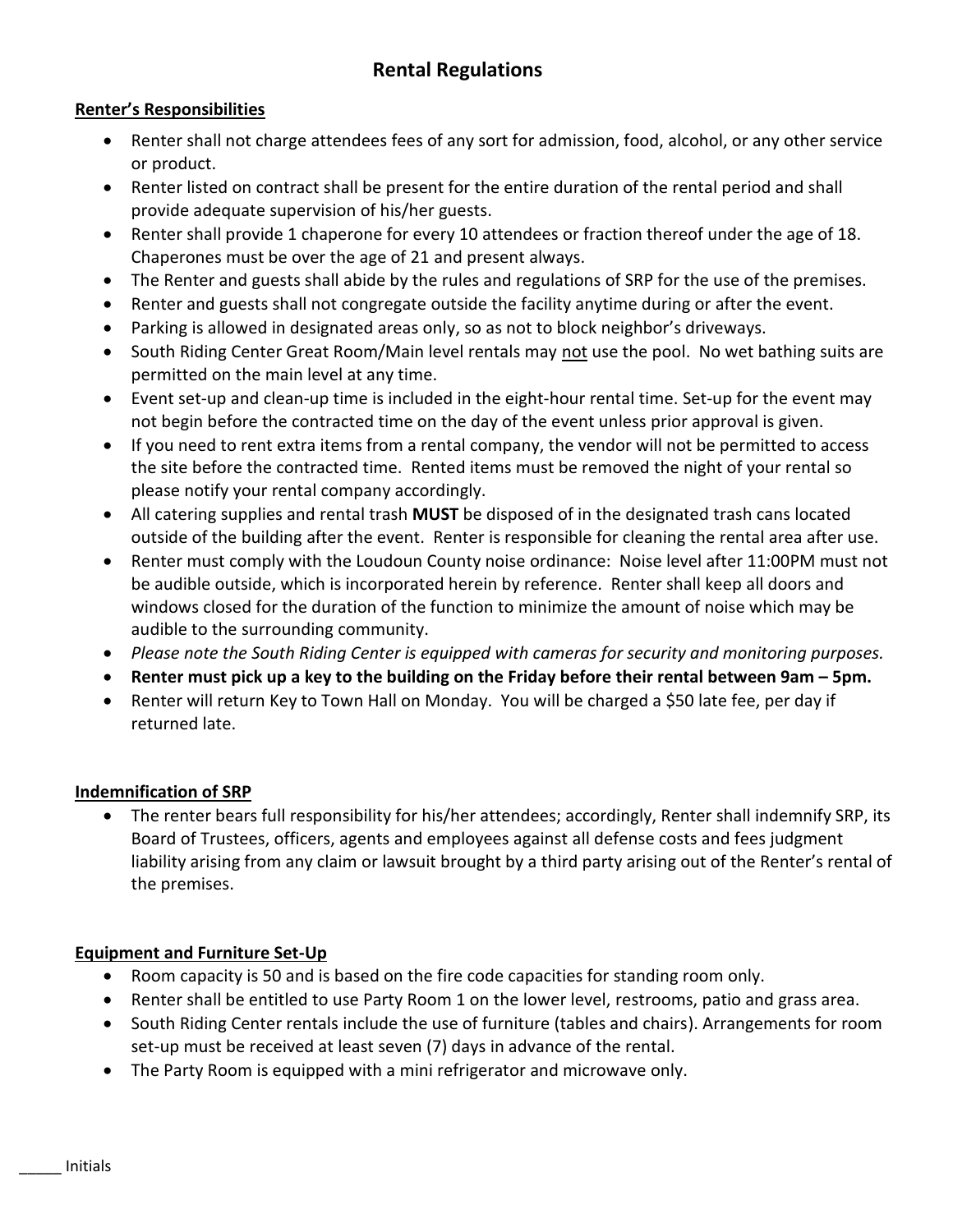# Rental Regulations

**Renter's Responsibilities**

- Renter shall not charge attendees fees of any sort for admission, food, alcohol, or any other service or product.
- Renter listed on contract shall be present for the entire duration of the rental period and shall provide adequate supervision of his/her guests.
- Renter shall provide 1 chaperone for every 10 attendees or fraction thereof under the age of 18. Chaperones must be over the age of 21 and present always.
- The Renter and guests shall abide by the rules and regulations of SRP for the use of the premises.
- Renter and guests shall not congregate outside the facility anytime during or after the event.
- Parking is allowed in designated areas only, so as not to block neighbor's driveways.
- South Riding Center Great Room/Main level rentals may not use the pool. No wet bathing suits are permitted on the main level at any time.
- Event set-up and clean-up time is included in the eight-hour rental time. Set-up for the event may not begin before the contracted time on the day of the event unless prior approval is given.
- If you need to rent extra items from a rental company, the vendor will not be permitted to access the site before the contracted time. Rented items must be removed the night of your rental so please notify your rental company accordingly.
- All catering supplies and rental trash **MUST** be disposed of in the designated trash cans located outside of the building after the event. Renter is responsible for cleaning the rental area after use.
- Renter must comply with the Loudoun County noise ordinance: Noise level after 11:00PM must not be audible outside, which is incorporated herein by reference. Renter shall keep all doors and windows closed for the duration of the function to minimize the amount of noise which may be audible to the surrounding community.
- *Please note the South Riding Center is equipped with cameras for security and monitoring purposes.*
- **Renter must pick up a key to the building on the Friday before their rental between 9am – 5pm.**
- Renter will return Key to Town Hall on Monday. You will be charged a $50 late fee, per day if returned late.

**Indemnification of SRP**

- The renter bears full responsibility for his/her attendees; accordingly, Renter shall indemnify SRP, its Board of Trustees, officers, agents and employees against all defense costs and fees judgment liability arising from any claim or lawsuit brought by a third party arising out of the Renter's rental of the premises.

**Equipment and Furniture Set-Up**

- Room capacity is 50 and is based on the fire code capacities for standing room only.
- Renter shall be entitled to use Party Room 1 on the lower level, restrooms, patio and grass area.
- South Riding Center rentals include the use of furniture (tables and chairs). Arrangements for room set-up must be received at least seven (7) days in advance of the rental.
- The Party Room is equipped with a mini refrigerator and microwave only.

_____ Initials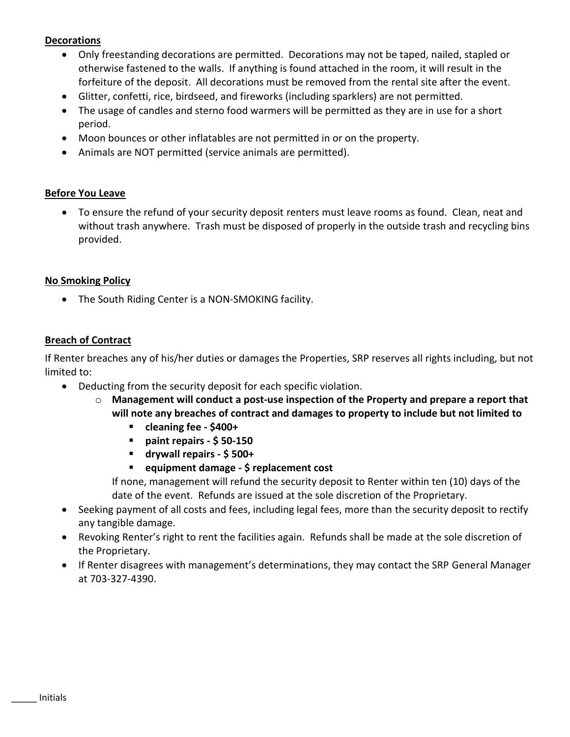**Decorations**

- Only freestanding decorations are permitted. Decorations may not be taped, nailed, stapled or otherwise fastened to the walls. If anything is found attached in the room, it will result in the forfeiture of the deposit. All decorations must be removed from the rental site after the event.
- Glitter, confetti, rice, birdseed, and fireworks (including sparklers) are not permitted.
- The usage of candles and sterno food warmers will be permitted as they are in use for a short period.
- Moon bounces or other inflatables are not permitted in or on the property.
- Animals are NOT permitted (service animals are permitted).

**Before You Leave**

- To ensure the refund of your security deposit renters must leave rooms as found. Clean, neat and without trash anywhere. Trash must be disposed of properly in the outside trash and recycling bins provided.

**No Smoking Policy**

- The South Riding Center is a NON-SMOKING facility.

**Breach of Contract**

If Renter breaches any of his/her duties or damages the Properties, SRP reserves all rights including, but not limited to:

- Deducting from the security deposit for each specific violation.
    - **Management will conduct a post-use inspection of the Property and prepare a report that will note any breaches of contract and damages to property to include but not limited to**
        - **cleaning fee - $400+**
        - **paint repairs - $ 50-150**
        - **drywall repairs - $ 500+**
        - **equipment damage - $ replacement cost**

      If none, management will refund the security deposit to Renter within ten (10) days of the date of the event. Refunds are issued at the sole discretion of the Proprietary.
- Seeking payment of all costs and fees, including legal fees, more than the security deposit to rectify any tangible damage.
- Revoking Renter's right to rent the facilities again. Refunds shall be made at the sole discretion of the Proprietary.
- If Renter disagrees with management's determinations, they may contact the SRP General Manager at 703-327-4390.

_____ Initials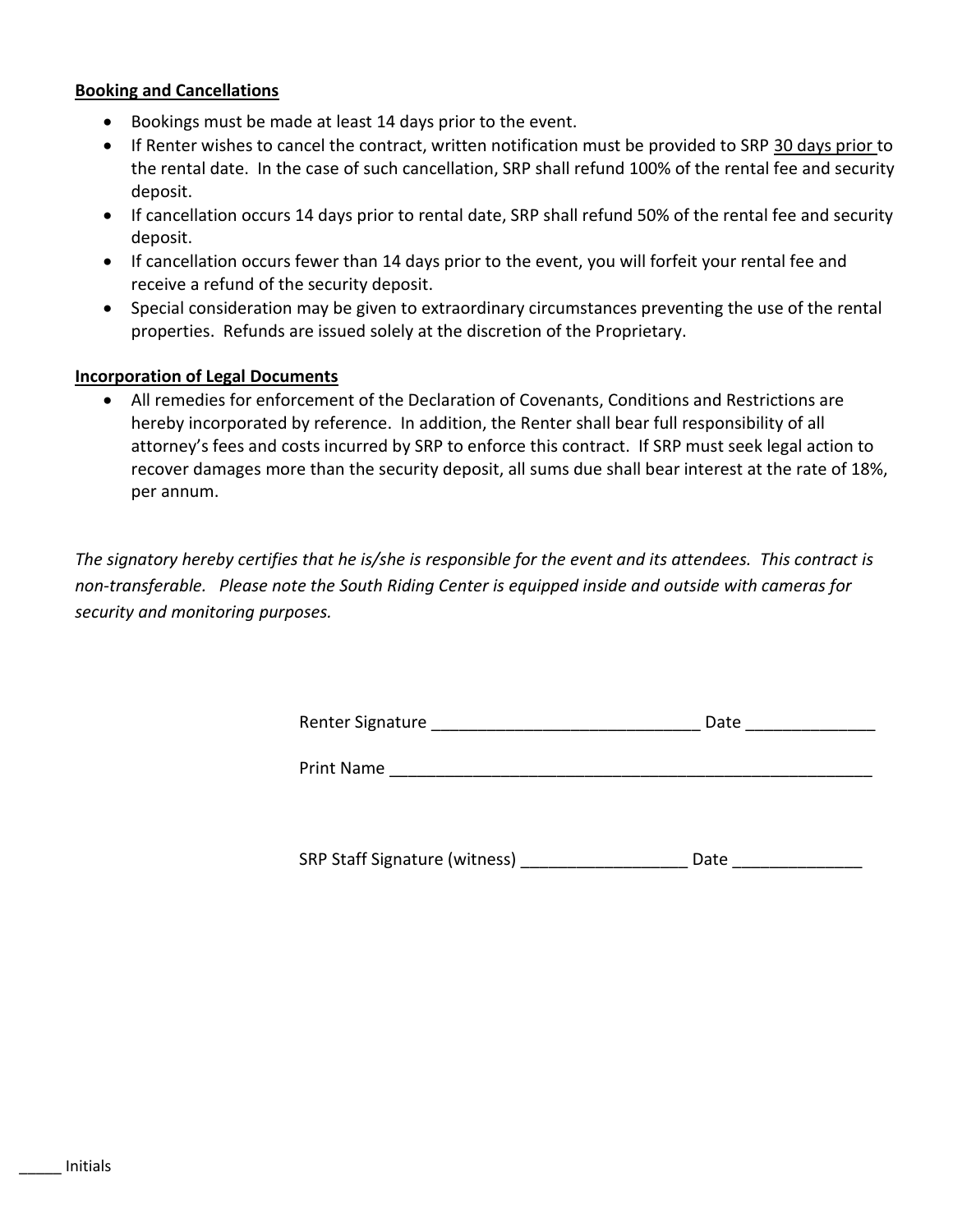**Booking and Cancellations**

- Bookings must be made at least 14 days prior to the event.
- If Renter wishes to cancel the contract, written notification must be provided to SRP 30 days prior to the rental date. In the case of such cancellation, SRP shall refund 100% of the rental fee and security deposit.
- If cancellation occurs 14 days prior to rental date, SRP shall refund 50% of the rental fee and security deposit.
- If cancellation occurs fewer than 14 days prior to the event, you will forfeit your rental fee and receive a refund of the security deposit.
- Special consideration may be given to extraordinary circumstances preventing the use of the rental properties. Refunds are issued solely at the discretion of the Proprietary.

**Incorporation of Legal Documents**

- All remedies for enforcement of the Declaration of Covenants, Conditions and Restrictions are hereby incorporated by reference. In addition, the Renter shall bear full responsibility of all attorney's fees and costs incurred by SRP to enforce this contract. If SRP must seek legal action to recover damages more than the security deposit, all sums due shall bear interest at the rate of 18%, per annum.

*The signatory hereby certifies that he is/she is responsible for the event and its attendees. This contract is non-transferable. Please note the South Riding Center is equipped inside and outside with cameras for security and monitoring purposes.*

Renter Signature ______________________________ Date ______________

Print Name _______________________________________________________

SRP Staff Signature (witness) __________________ Date ______________

_____ Initials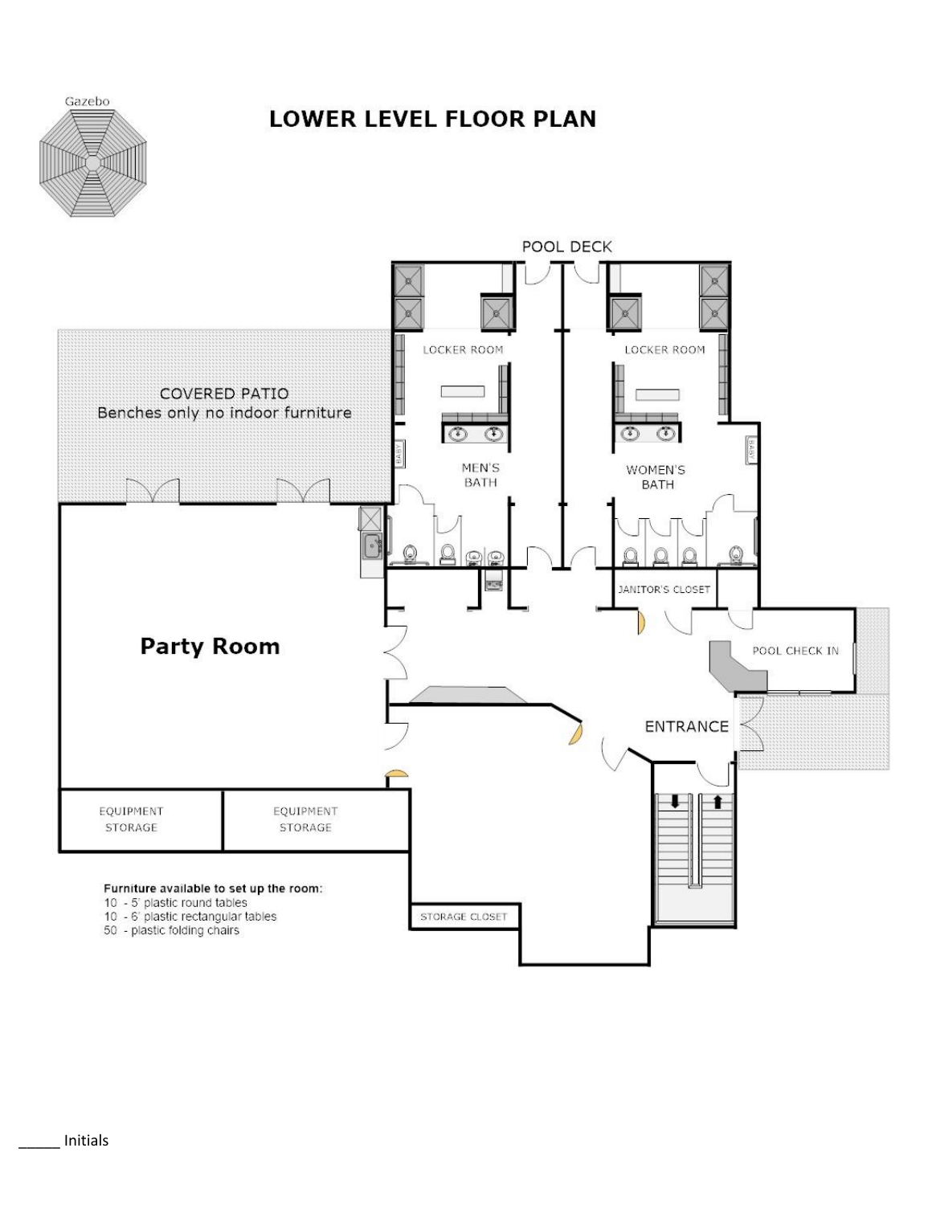# LOWER LEVEL FLOOR PLAN

Gazebo

POOL DECK

LOCKER ROOM

LOCKER ROOM

COVERED PATIO
Benches only no indoor furniture

MEN'S BATH

WOMEN'S BATH

BABY

BABY

JANITOR'S CLOSET

POOL CHECK IN

Party Room

ENTRANCE

EQUIPMENT STORAGE

EQUIPMENT STORAGE

STORAGE CLOSET

**Furniture available to set up the room:**
10 - 5' plastic round tables
10 - 6' plastic rectangular tables
50 - plastic folding chairs

_____ Initials